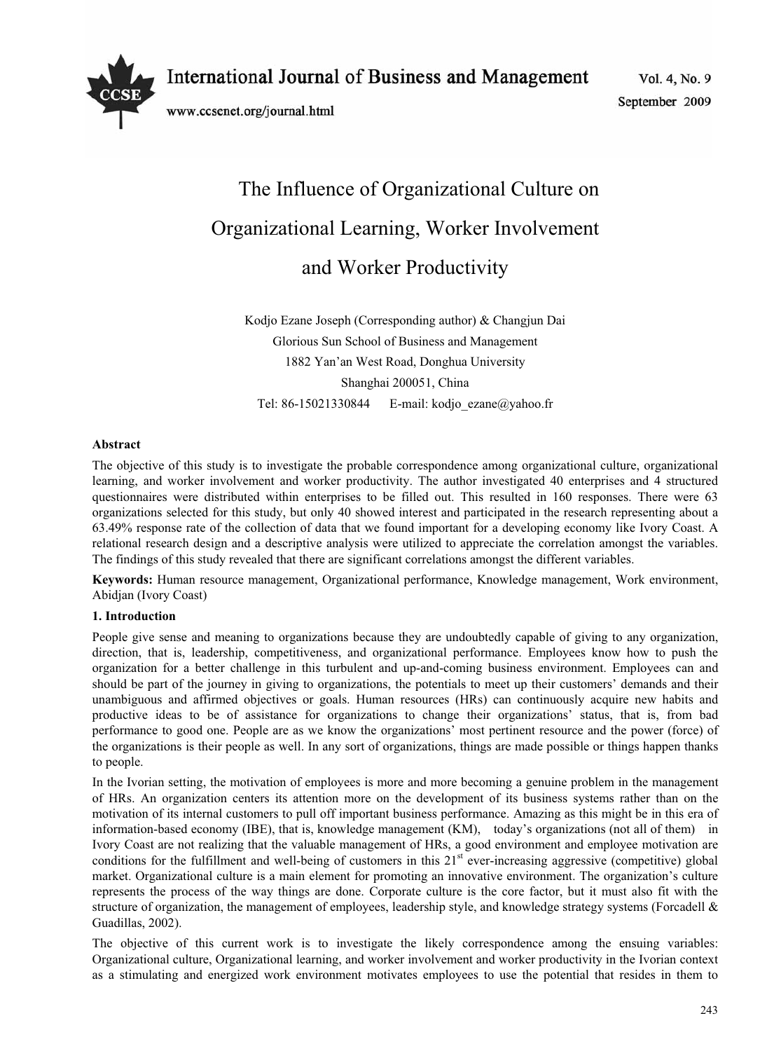# The Influence of Organizational Culture on Organizational Learning, Worker Involvement and Worker Productivity

Kodjo Ezane Joseph (Corresponding author) & Changjun Dai

Glorious Sun School of Business and Management

1882 Yan'an West Road, Donghua University

Shanghai 200051, China

Tel: 86-15021330844 E-mail: kodjo_ezane@yahoo.fr

**Abstract**

The objective of this study is to investigate the probable correspondence among organizational culture, organizational learning, and worker involvement and worker productivity. The author investigated 40 enterprises and 4 structured questionnaires were distributed within enterprises to be filled out. This resulted in 160 responses. There were 63 organizations selected for this study, but only 40 showed interest and participated in the research representing about a 63.49% response rate of the collection of data that we found important for a developing economy like Ivory Coast. A relational research design and a descriptive analysis were utilized to appreciate the correlation amongst the variables. The findings of this study revealed that there are significant correlations amongst the different variables.

**Keywords:** Human resource management, Organizational performance, Knowledge management, Work environment, Abidjan (Ivory Coast)

## 1. Introduction

People give sense and meaning to organizations because they are undoubtedly capable of giving to any organization, direction, that is, leadership, competitiveness, and organizational performance. Employees know how to push the organization for a better challenge in this turbulent and up-and-coming business environment. Employees can and should be part of the journey in giving to organizations, the potentials to meet up their customers' demands and their unambiguous and affirmed objectives or goals. Human resources (HRs) can continuously acquire new habits and productive ideas to be of assistance for organizations to change their organizations' status, that is, from bad performance to good one. People are as we know the organizations' most pertinent resource and the power (force) of the organizations is their people as well. In any sort of organizations, things are made possible or things happen thanks to people.

In the Ivorian setting, the motivation of employees is more and more becoming a genuine problem in the management of HRs. An organization centers its attention more on the development of its business systems rather than on the motivation of its internal customers to pull off important business performance. Amazing as this might be in this era of information-based economy (IBE), that is, knowledge management (KM), today's organizations (not all of them) in Ivory Coast are not realizing that the valuable management of HRs, a good environment and employee motivation are conditions for the fulfillment and well-being of customers in this 21st ever-increasing aggressive (competitive) global market. Organizational culture is a main element for promoting an innovative environment. The organization's culture represents the process of the way things are done. Corporate culture is the core factor, but it must also fit with the structure of organization, the management of employees, leadership style, and knowledge strategy systems (Forcadell & Guadillas, 2002).

The objective of this current work is to investigate the likely correspondence among the ensuing variables: Organizational culture, Organizational learning, and worker involvement and worker productivity in the Ivorian context as a stimulating and energized work environment motivates employees to use the potential that resides in them to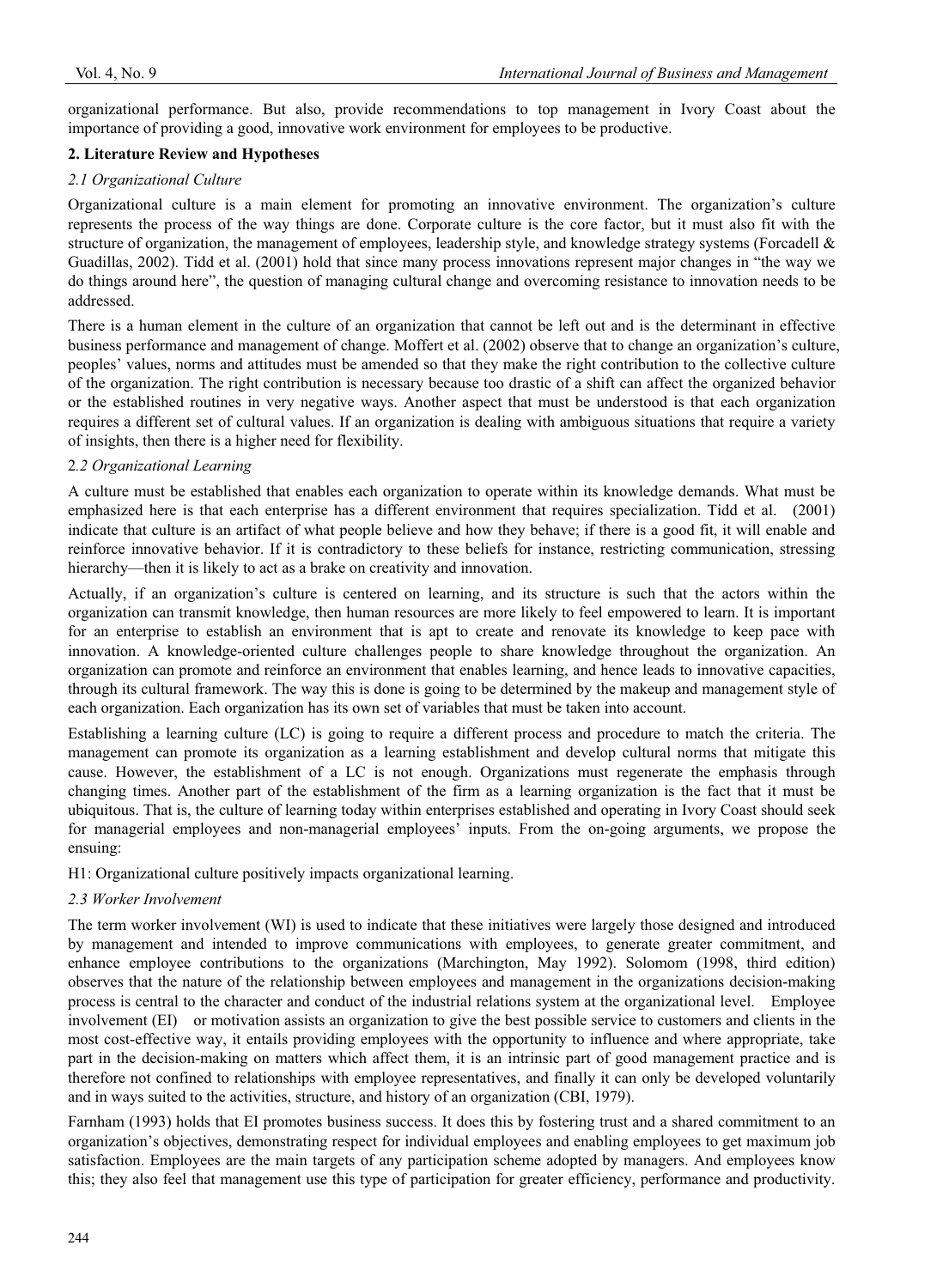organizational performance. But also, provide recommendations to top management in Ivory Coast about the importance of providing a good, innovative work environment for employees to be productive.

## 2. Literature Review and Hypotheses

### *2.1 Organizational Culture*

Organizational culture is a main element for promoting an innovative environment. The organization's culture represents the process of the way things are done. Corporate culture is the core factor, but it must also fit with the structure of organization, the management of employees, leadership style, and knowledge strategy systems (Forcadell & Guadillas, 2002). Tidd et al. (2001) hold that since many process innovations represent major changes in "the way we do things around here", the question of managing cultural change and overcoming resistance to innovation needs to be addressed.

There is a human element in the culture of an organization that cannot be left out and is the determinant in effective business performance and management of change. Moffert et al. (2002) observe that to change an organization's culture, peoples' values, norms and attitudes must be amended so that they make the right contribution to the collective culture of the organization. The right contribution is necessary because too drastic of a shift can affect the organized behavior or the established routines in very negative ways. Another aspect that must be understood is that each organization requires a different set of cultural values. If an organization is dealing with ambiguous situations that require a variety of insights, then there is a higher need for flexibility.

### 2*.2 Organizational Learning*

A culture must be established that enables each organization to operate within its knowledge demands. What must be emphasized here is that each enterprise has a different environment that requires specialization. Tidd et al. (2001) indicate that culture is an artifact of what people believe and how they behave; if there is a good fit, it will enable and reinforce innovative behavior. If it is contradictory to these beliefs for instance, restricting communication, stressing hierarchy—then it is likely to act as a brake on creativity and innovation.

Actually, if an organization's culture is centered on learning, and its structure is such that the actors within the organization can transmit knowledge, then human resources are more likely to feel empowered to learn. It is important for an enterprise to establish an environment that is apt to create and renovate its knowledge to keep pace with innovation. A knowledge-oriented culture challenges people to share knowledge throughout the organization. An organization can promote and reinforce an environment that enables learning, and hence leads to innovative capacities, through its cultural framework. The way this is done is going to be determined by the makeup and management style of each organization. Each organization has its own set of variables that must be taken into account.

Establishing a learning culture (LC) is going to require a different process and procedure to match the criteria. The management can promote its organization as a learning establishment and develop cultural norms that mitigate this cause. However, the establishment of a LC is not enough. Organizations must regenerate the emphasis through changing times. Another part of the establishment of the firm as a learning organization is the fact that it must be ubiquitous. That is, the culture of learning today within enterprises established and operating in Ivory Coast should seek for managerial employees and non-managerial employees' inputs. From the on-going arguments, we propose the ensuing:

H1: Organizational culture positively impacts organizational learning.

### *2.3 Worker Involvement*

The term worker involvement (WI) is used to indicate that these initiatives were largely those designed and introduced by management and intended to improve communications with employees, to generate greater commitment, and enhance employee contributions to the organizations (Marchington, May 1992). Solomom (1998, third edition) observes that the nature of the relationship between employees and management in the organizations decision-making process is central to the character and conduct of the industrial relations system at the organizational level. Employee involvement (EI) or motivation assists an organization to give the best possible service to customers and clients in the most cost-effective way, it entails providing employees with the opportunity to influence and where appropriate, take part in the decision-making on matters which affect them, it is an intrinsic part of good management practice and is therefore not confined to relationships with employee representatives, and finally it can only be developed voluntarily and in ways suited to the activities, structure, and history of an organization (CBI, 1979).

Farnham (1993) holds that EI promotes business success. It does this by fostering trust and a shared commitment to an organization's objectives, demonstrating respect for individual employees and enabling employees to get maximum job satisfaction. Employees are the main targets of any participation scheme adopted by managers. And employees know this; they also feel that management use this type of participation for greater efficiency, performance and productivity.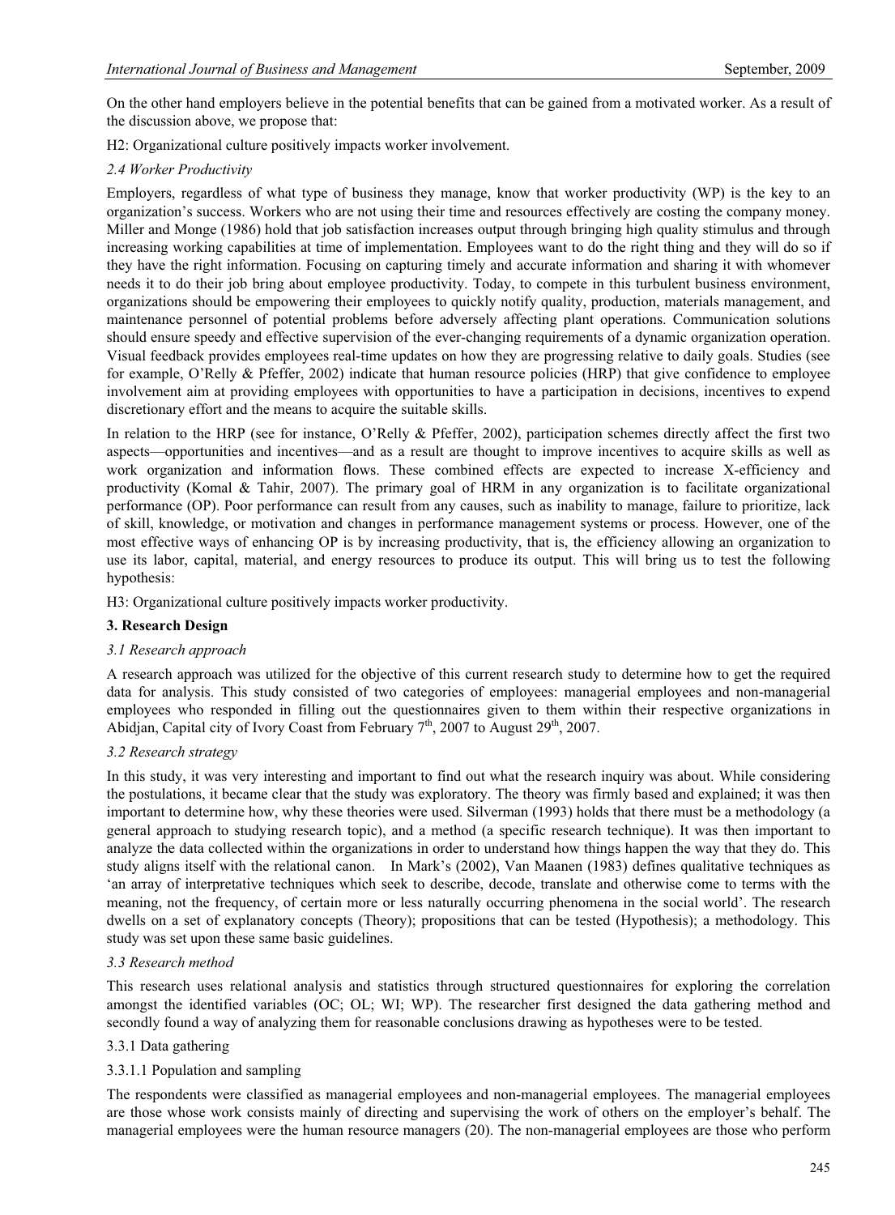On the other hand employers believe in the potential benefits that can be gained from a motivated worker. As a result of the discussion above, we propose that:

H2: Organizational culture positively impacts worker involvement.

### *2.4 Worker Productivity*

Employers, regardless of what type of business they manage, know that worker productivity (WP) is the key to an organization's success. Workers who are not using their time and resources effectively are costing the company money. Miller and Monge (1986) hold that job satisfaction increases output through bringing high quality stimulus and through increasing working capabilities at time of implementation. Employees want to do the right thing and they will do so if they have the right information. Focusing on capturing timely and accurate information and sharing it with whomever needs it to do their job bring about employee productivity. Today, to compete in this turbulent business environment, organizations should be empowering their employees to quickly notify quality, production, materials management, and maintenance personnel of potential problems before adversely affecting plant operations. Communication solutions should ensure speedy and effective supervision of the ever-changing requirements of a dynamic organization operation. Visual feedback provides employees real-time updates on how they are progressing relative to daily goals. Studies (see for example, O'Relly & Pfeffer, 2002) indicate that human resource policies (HRP) that give confidence to employee involvement aim at providing employees with opportunities to have a participation in decisions, incentives to expend discretionary effort and the means to acquire the suitable skills.

In relation to the HRP (see for instance, O'Relly & Pfeffer, 2002), participation schemes directly affect the first two aspects—opportunities and incentives—and as a result are thought to improve incentives to acquire skills as well as work organization and information flows. These combined effects are expected to increase X-efficiency and productivity (Komal & Tahir, 2007). The primary goal of HRM in any organization is to facilitate organizational performance (OP). Poor performance can result from any causes, such as inability to manage, failure to prioritize, lack of skill, knowledge, or motivation and changes in performance management systems or process. However, one of the most effective ways of enhancing OP is by increasing productivity, that is, the efficiency allowing an organization to use its labor, capital, material, and energy resources to produce its output. This will bring us to test the following hypothesis:

H3: Organizational culture positively impacts worker productivity.

## 3. Research Design

### *3.1 Research approach*

A research approach was utilized for the objective of this current research study to determine how to get the required data for analysis. This study consisted of two categories of employees: managerial employees and non-managerial employees who responded in filling out the questionnaires given to them within their respective organizations in Abidjan, Capital city of Ivory Coast from February 7th, 2007 to August 29th, 2007.

### *3.2 Research strategy*

In this study, it was very interesting and important to find out what the research inquiry was about. While considering the postulations, it became clear that the study was exploratory. The theory was firmly based and explained; it was then important to determine how, why these theories were used. Silverman (1993) holds that there must be a methodology (a general approach to studying research topic), and a method (a specific research technique). It was then important to analyze the data collected within the organizations in order to understand how things happen the way that they do. This study aligns itself with the relational canon. In Mark's (2002), Van Maanen (1983) defines qualitative techniques as 'an array of interpretative techniques which seek to describe, decode, translate and otherwise come to terms with the meaning, not the frequency, of certain more or less naturally occurring phenomena in the social world'. The research dwells on a set of explanatory concepts (Theory); propositions that can be tested (Hypothesis); a methodology. This study was set upon these same basic guidelines.

### *3.3 Research method*

This research uses relational analysis and statistics through structured questionnaires for exploring the correlation amongst the identified variables (OC; OL; WI; WP). The researcher first designed the data gathering method and secondly found a way of analyzing them for reasonable conclusions drawing as hypotheses were to be tested.

#### 3.3.1 Data gathering

##### 3.3.1.1 Population and sampling

The respondents were classified as managerial employees and non-managerial employees. The managerial employees are those whose work consists mainly of directing and supervising the work of others on the employer's behalf. The managerial employees were the human resource managers (20). The non-managerial employees are those who perform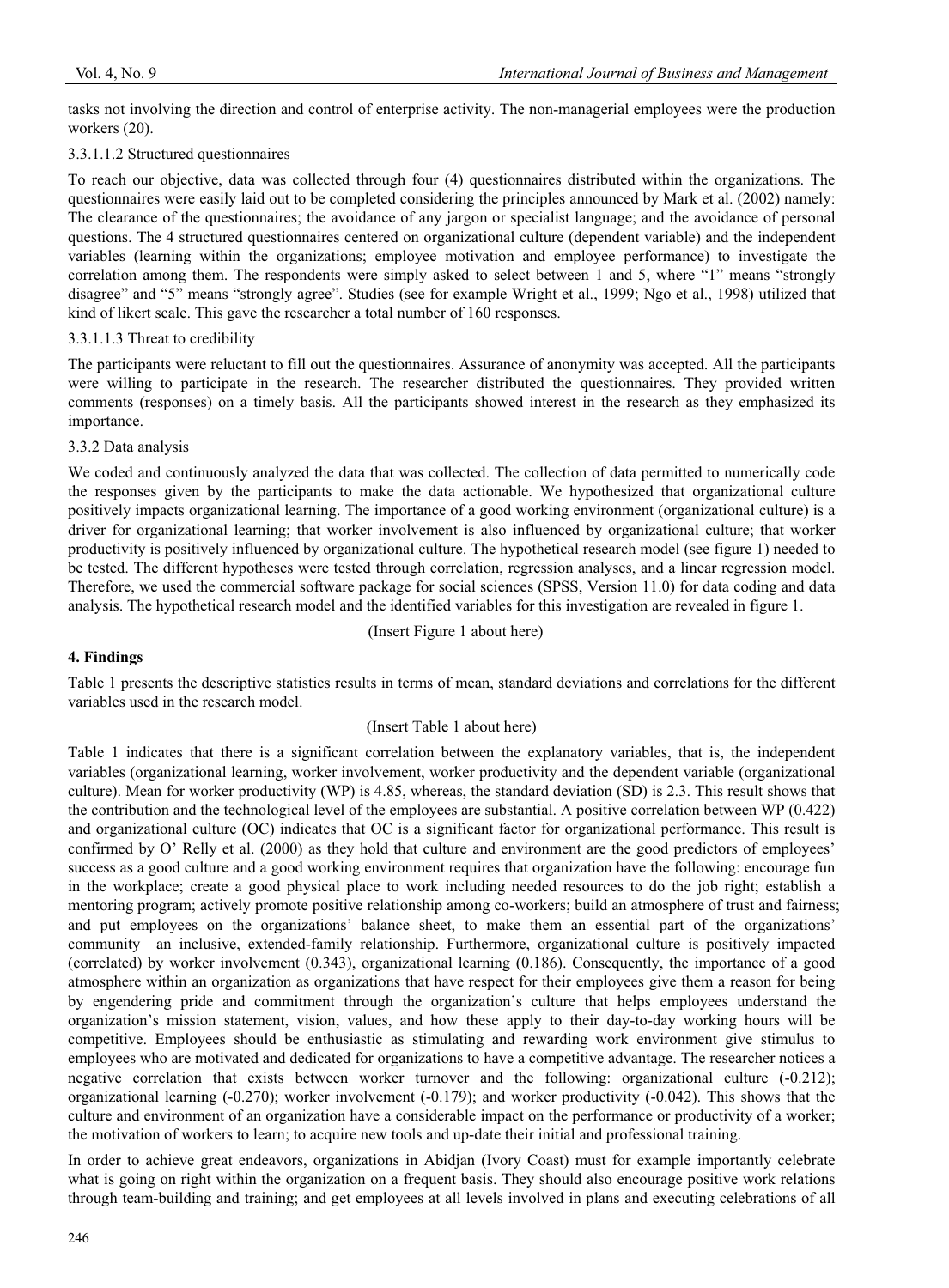tasks not involving the direction and control of enterprise activity. The non-managerial employees were the production workers (20).

#### 3.3.1.1.2 Structured questionnaires

To reach our objective, data was collected through four (4) questionnaires distributed within the organizations. The questionnaires were easily laid out to be completed considering the principles announced by Mark et al. (2002) namely: The clearance of the questionnaires; the avoidance of any jargon or specialist language; and the avoidance of personal questions. The 4 structured questionnaires centered on organizational culture (dependent variable) and the independent variables (learning within the organizations; employee motivation and employee performance) to investigate the correlation among them. The respondents were simply asked to select between 1 and 5, where "1" means "strongly disagree" and "5" means "strongly agree". Studies (see for example Wright et al., 1999; Ngo et al., 1998) utilized that kind of likert scale. This gave the researcher a total number of 160 responses.

#### 3.3.1.1.3 Threat to credibility

The participants were reluctant to fill out the questionnaires. Assurance of anonymity was accepted. All the participants were willing to participate in the research. The researcher distributed the questionnaires. They provided written comments (responses) on a timely basis. All the participants showed interest in the research as they emphasized its importance.

### 3.3.2 Data analysis

We coded and continuously analyzed the data that was collected. The collection of data permitted to numerically code the responses given by the participants to make the data actionable. We hypothesized that organizational culture positively impacts organizational learning. The importance of a good working environment (organizational culture) is a driver for organizational learning; that worker involvement is also influenced by organizational culture; that worker productivity is positively influenced by organizational culture. The hypothetical research model (see figure 1) needed to be tested. The different hypotheses were tested through correlation, regression analyses, and a linear regression model. Therefore, we used the commercial software package for social sciences (SPSS, Version 11.0) for data coding and data analysis. The hypothetical research model and the identified variables for this investigation are revealed in figure 1.

(Insert Figure 1 about here)

## 4. Findings

Table 1 presents the descriptive statistics results in terms of mean, standard deviations and correlations for the different variables used in the research model.

(Insert Table 1 about here)

Table 1 indicates that there is a significant correlation between the explanatory variables, that is, the independent variables (organizational learning, worker involvement, worker productivity and the dependent variable (organizational culture). Mean for worker productivity (WP) is 4.85, whereas, the standard deviation (SD) is 2.3. This result shows that the contribution and the technological level of the employees are substantial. A positive correlation between WP (0.422) and organizational culture (OC) indicates that OC is a significant factor for organizational performance. This result is confirmed by O' Relly et al. (2000) as they hold that culture and environment are the good predictors of employees' success as a good culture and a good working environment requires that organization have the following: encourage fun in the workplace; create a good physical place to work including needed resources to do the job right; establish a mentoring program; actively promote positive relationship among co-workers; build an atmosphere of trust and fairness; and put employees on the organizations' balance sheet, to make them an essential part of the organizations' community—an inclusive, extended-family relationship. Furthermore, organizational culture is positively impacted (correlated) by worker involvement (0.343), organizational learning (0.186). Consequently, the importance of a good atmosphere within an organization as organizations that have respect for their employees give them a reason for being by engendering pride and commitment through the organization's culture that helps employees understand the organization's mission statement, vision, values, and how these apply to their day-to-day working hours will be competitive. Employees should be enthusiastic as stimulating and rewarding work environment give stimulus to employees who are motivated and dedicated for organizations to have a competitive advantage. The researcher notices a negative correlation that exists between worker turnover and the following: organizational culture (-0.212); organizational learning (-0.270); worker involvement (-0.179); and worker productivity (-0.042). This shows that the culture and environment of an organization have a considerable impact on the performance or productivity of a worker; the motivation of workers to learn; to acquire new tools and up-date their initial and professional training.

In order to achieve great endeavors, organizations in Abidjan (Ivory Coast) must for example importantly celebrate what is going on right within the organization on a frequent basis. They should also encourage positive work relations through team-building and training; and get employees at all levels involved in plans and executing celebrations of all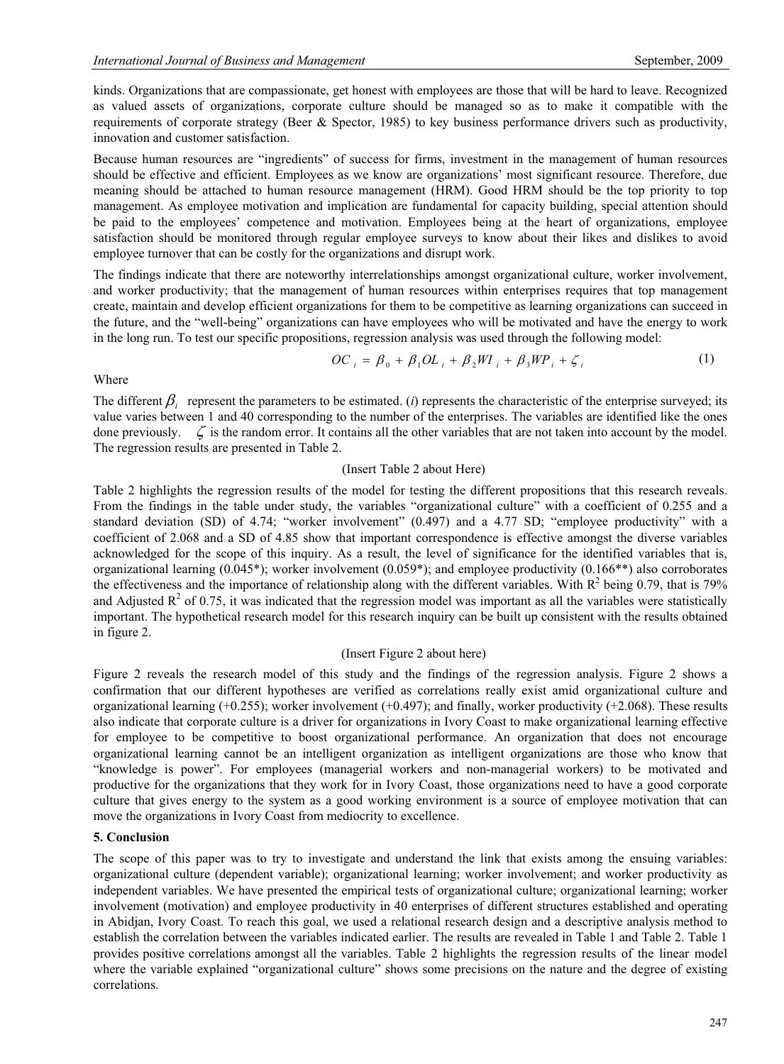kinds. Organizations that are compassionate, get honest with employees are those that will be hard to leave. Recognized as valued assets of organizations, corporate culture should be managed so as to make it compatible with the requirements of corporate strategy (Beer & Spector, 1985) to key business performance drivers such as productivity, innovation and customer satisfaction.

Because human resources are "ingredients" of success for firms, investment in the management of human resources should be effective and efficient. Employees as we know are organizations' most significant resource. Therefore, due meaning should be attached to human resource management (HRM). Good HRM should be the top priority to top management. As employee motivation and implication are fundamental for capacity building, special attention should be paid to the employees' competence and motivation. Employees being at the heart of organizations, employee satisfaction should be monitored through regular employee surveys to know about their likes and dislikes to avoid employee turnover that can be costly for the organizations and disrupt work.

The findings indicate that there are noteworthy interrelationships amongst organizational culture, worker involvement, and worker productivity; that the management of human resources within enterprises requires that top management create, maintain and develop efficient organizations for them to be competitive as learning organizations can succeed in the future, and the "well-being" organizations can have employees who will be motivated and have the energy to work in the long run. To test our specific propositions, regression analysis was used through the following model:

$$OC_i = \beta_0 + \beta_1 OL_i + \beta_2 WI_i + \beta_3 WP_i + \zeta_i \tag{1}$$

Where

The different $\beta_i$ represent the parameters to be estimated. ($i$) represents the characteristic of the enterprise surveyed; its value varies between 1 and 40 corresponding to the number of the enterprises. The variables are identified like the ones done previously. $\zeta$ is the random error. It contains all the other variables that are not taken into account by the model. The regression results are presented in Table 2.

(Insert Table 2 about Here)

Table 2 highlights the regression results of the model for testing the different propositions that this research reveals. From the findings in the table under study, the variables "organizational culture" with a coefficient of 0.255 and a standard deviation (SD) of 4.74; "worker involvement" (0.497) and a 4.77 SD; "employee productivity" with a coefficient of 2.068 and a SD of 4.85 show that important correspondence is effective amongst the diverse variables acknowledged for the scope of this inquiry. As a result, the level of significance for the identified variables that is, organizational learning (0.045*); worker involvement (0.059*); and employee productivity (0.166**) also corroborates the effectiveness and the importance of relationship along with the different variables. With $R^2$ being 0.79, that is 79% and Adjusted $R^2$ of 0.75, it was indicated that the regression model was important as all the variables were statistically important. The hypothetical research model for this research inquiry can be built up consistent with the results obtained in figure 2.

(Insert Figure 2 about here)

Figure 2 reveals the research model of this study and the findings of the regression analysis. Figure 2 shows a confirmation that our different hypotheses are verified as correlations really exist amid organizational culture and organizational learning (+0.255); worker involvement (+0.497); and finally, worker productivity (+2.068). These results also indicate that corporate culture is a driver for organizations in Ivory Coast to make organizational learning effective for employee to be competitive to boost organizational performance. An organization that does not encourage organizational learning cannot be an intelligent organization as intelligent organizations are those who know that "knowledge is power". For employees (managerial workers and non-managerial workers) to be motivated and productive for the organizations that they work for in Ivory Coast, those organizations need to have a good corporate culture that gives energy to the system as a good working environment is a source of employee motivation that can move the organizations in Ivory Coast from mediocrity to excellence.

## 5. Conclusion

The scope of this paper was to try to investigate and understand the link that exists among the ensuing variables: organizational culture (dependent variable); organizational learning; worker involvement; and worker productivity as independent variables. We have presented the empirical tests of organizational culture; organizational learning; worker involvement (motivation) and employee productivity in 40 enterprises of different structures established and operating in Abidjan, Ivory Coast. To reach this goal, we used a relational research design and a descriptive analysis method to establish the correlation between the variables indicated earlier. The results are revealed in Table 1 and Table 2. Table 1 provides positive correlations amongst all the variables. Table 2 highlights the regression results of the linear model where the variable explained "organizational culture" shows some precisions on the nature and the degree of existing correlations.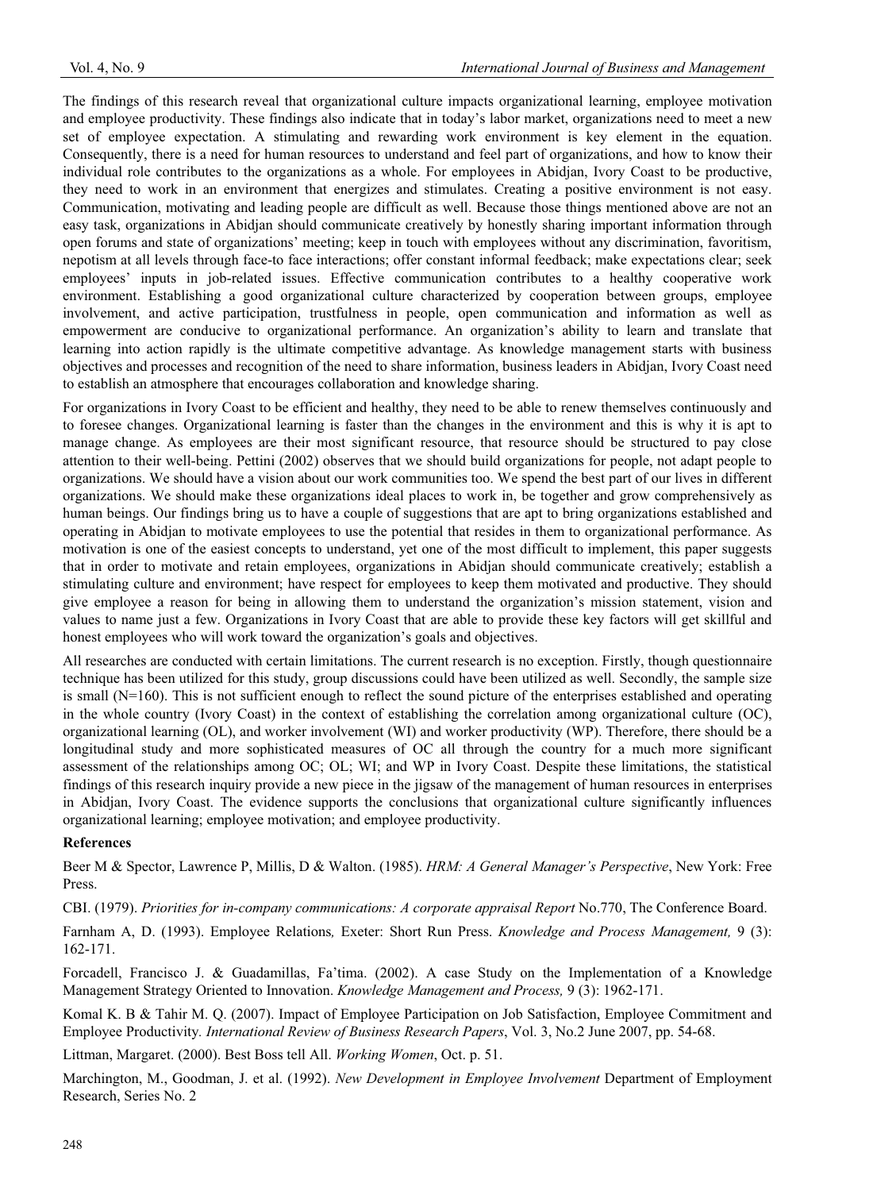The findings of this research reveal that organizational culture impacts organizational learning, employee motivation and employee productivity. These findings also indicate that in today's labor market, organizations need to meet a new set of employee expectation. A stimulating and rewarding work environment is key element in the equation. Consequently, there is a need for human resources to understand and feel part of organizations, and how to know their individual role contributes to the organizations as a whole. For employees in Abidjan, Ivory Coast to be productive, they need to work in an environment that energizes and stimulates. Creating a positive environment is not easy. Communication, motivating and leading people are difficult as well. Because those things mentioned above are not an easy task, organizations in Abidjan should communicate creatively by honestly sharing important information through open forums and state of organizations' meeting; keep in touch with employees without any discrimination, favoritism, nepotism at all levels through face-to face interactions; offer constant informal feedback; make expectations clear; seek employees' inputs in job-related issues. Effective communication contributes to a healthy cooperative work environment. Establishing a good organizational culture characterized by cooperation between groups, employee involvement, and active participation, trustfulness in people, open communication and information as well as empowerment are conducive to organizational performance. An organization's ability to learn and translate that learning into action rapidly is the ultimate competitive advantage. As knowledge management starts with business objectives and processes and recognition of the need to share information, business leaders in Abidjan, Ivory Coast need to establish an atmosphere that encourages collaboration and knowledge sharing.

For organizations in Ivory Coast to be efficient and healthy, they need to be able to renew themselves continuously and to foresee changes. Organizational learning is faster than the changes in the environment and this is why it is apt to manage change. As employees are their most significant resource, that resource should be structured to pay close attention to their well-being. Pettini (2002) observes that we should build organizations for people, not adapt people to organizations. We should have a vision about our work communities too. We spend the best part of our lives in different organizations. We should make these organizations ideal places to work in, be together and grow comprehensively as human beings. Our findings bring us to have a couple of suggestions that are apt to bring organizations established and operating in Abidjan to motivate employees to use the potential that resides in them to organizational performance. As motivation is one of the easiest concepts to understand, yet one of the most difficult to implement, this paper suggests that in order to motivate and retain employees, organizations in Abidjan should communicate creatively; establish a stimulating culture and environment; have respect for employees to keep them motivated and productive. They should give employee a reason for being in allowing them to understand the organization's mission statement, vision and values to name just a few. Organizations in Ivory Coast that are able to provide these key factors will get skillful and honest employees who will work toward the organization's goals and objectives.

All researches are conducted with certain limitations. The current research is no exception. Firstly, though questionnaire technique has been utilized for this study, group discussions could have been utilized as well. Secondly, the sample size is small (N=160). This is not sufficient enough to reflect the sound picture of the enterprises established and operating in the whole country (Ivory Coast) in the context of establishing the correlation among organizational culture (OC), organizational learning (OL), and worker involvement (WI) and worker productivity (WP). Therefore, there should be a longitudinal study and more sophisticated measures of OC all through the country for a much more significant assessment of the relationships among OC; OL; WI; and WP in Ivory Coast. Despite these limitations, the statistical findings of this research inquiry provide a new piece in the jigsaw of the management of human resources in enterprises in Abidjan, Ivory Coast. The evidence supports the conclusions that organizational culture significantly influences organizational learning; employee motivation; and employee productivity.

**References**

Beer M & Spector, Lawrence P, Millis, D & Walton. (1985). *HRM: A General Manager's Perspective*, New York: Free Press.

CBI. (1979). *Priorities for in-company communications: A corporate appraisal Report* No.770, The Conference Board.

Farnham A, D. (1993). Employee Relations*,* Exeter: Short Run Press. *Knowledge and Process Management,* 9 (3): 162-171.

Forcadell, Francisco J. & Guadamillas, Fa'tima. (2002). A case Study on the Implementation of a Knowledge Management Strategy Oriented to Innovation. *Knowledge Management and Process,* 9 (3): 1962-171.

Komal K. B & Tahir M. Q. (2007). Impact of Employee Participation on Job Satisfaction, Employee Commitment and Employee Productivity*. International Review of Business Research Papers*, Vol. 3, No.2 June 2007, pp. 54-68.

Littman, Margaret. (2000). Best Boss tell All. *Working Women*, Oct. p. 51.

Marchington, M., Goodman, J. et al. (1992). *New Development in Employee Involvement* Department of Employment Research, Series No. 2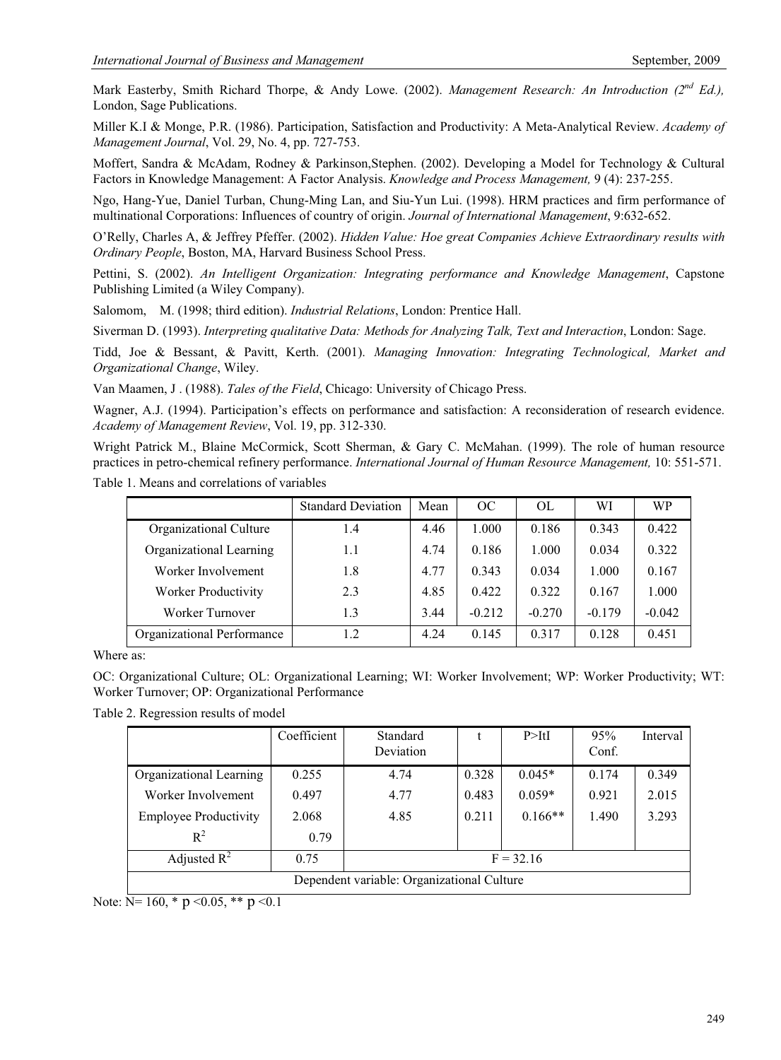Mark Easterby, Smith Richard Thorpe, & Andy Lowe. (2002). *Management Research: An Introduction (2nd Ed.),* London, Sage Publications.

Miller K.I & Monge, P.R. (1986). Participation, Satisfaction and Productivity: A Meta-Analytical Review. *Academy of Management Journal*, Vol. 29, No. 4, pp. 727-753.

Moffert, Sandra & McAdam, Rodney & Parkinson,Stephen. (2002). Developing a Model for Technology & Cultural Factors in Knowledge Management: A Factor Analysis. *Knowledge and Process Management,* 9 (4): 237-255.

Ngo, Hang-Yue, Daniel Turban, Chung-Ming Lan, and Siu-Yun Lui. (1998). HRM practices and firm performance of multinational Corporations: Influences of country of origin. *Journal of International Management*, 9:632-652.

O'Relly, Charles A, & Jeffrey Pfeffer. (2002). *Hidden Value: Hoe great Companies Achieve Extraordinary results with Ordinary People*, Boston, MA, Harvard Business School Press.

Pettini, S. (2002). *An Intelligent Organization: Integrating performance and Knowledge Management*, Capstone Publishing Limited (a Wiley Company).

Salomom, M. (1998; third edition). *Industrial Relations*, London: Prentice Hall.

Siverman D. (1993). *Interpreting qualitative Data: Methods for Analyzing Talk, Text and Interaction*, London: Sage.

Tidd, Joe & Bessant, & Pavitt, Kerth. (2001). *Managing Innovation: Integrating Technological, Market and Organizational Change*, Wiley.

Van Maamen, J . (1988). *Tales of the Field*, Chicago: University of Chicago Press.

Wagner, A.J. (1994). Participation's effects on performance and satisfaction: A reconsideration of research evidence. *Academy of Management Review*, Vol. 19, pp. 312-330.

Wright Patrick M., Blaine McCormick, Scott Sherman, & Gary C. McMahan. (1999). The role of human resource practices in petro-chemical refinery performance. *International Journal of Human Resource Management,* 10: 551-571.

Table 1. Means and correlations of variables

| | Standard Deviation | Mean | OC | OL | WI | WP |
|---|---|---|---|---|---|---|
| Organizational Culture | 1.4 | 4.46 | 1.000 | 0.186 | 0.343 | 0.422 |
| Organizational Learning | 1.1 | 4.74 | 0.186 | 1.000 | 0.034 | 0.322 |
| Worker Involvement | 1.8 | 4.77 | 0.343 | 0.034 | 1.000 | 0.167 |
| Worker Productivity | 2.3 | 4.85 | 0.422 | 0.322 | 0.167 | 1.000 |
| Worker Turnover | 1.3 | 3.44 | -0.212 | -0.270 | -0.179 | -0.042 |
| Organizational Performance | 1.2 | 4.24 | 0.145 | 0.317 | 0.128 | 0.451 |

Where as:

OC: Organizational Culture; OL: Organizational Learning; WI: Worker Involvement; WP: Worker Productivity; WT: Worker Turnover; OP: Organizational Performance

Table 2. Regression results of model

| | Coefficient | Standard Deviation | t | P>ItI | 95% Conf. | Interval |
|---|---|---|---|---|---|---|
| Organizational Learning | 0.255 | 4.74 | 0.328 | 0.045* | 0.174 | 0.349 |
| Worker Involvement | 0.497 | 4.77 | 0.483 | 0.059* | 0.921 | 2.015 |
| Employee Productivity | 2.068 | 4.85 | 0.211 | 0.166** | 1.490 | 3.293 |
| $R^2$ | 0.79 | | | | | |
| Adjusted $R^2$ | 0.75 | $F = 32.16$ | | | | |
| Dependent variable: Organizational Culture | | | | | | |

Note: N= 160, * $p < 0.05$, ** $p < 0.1$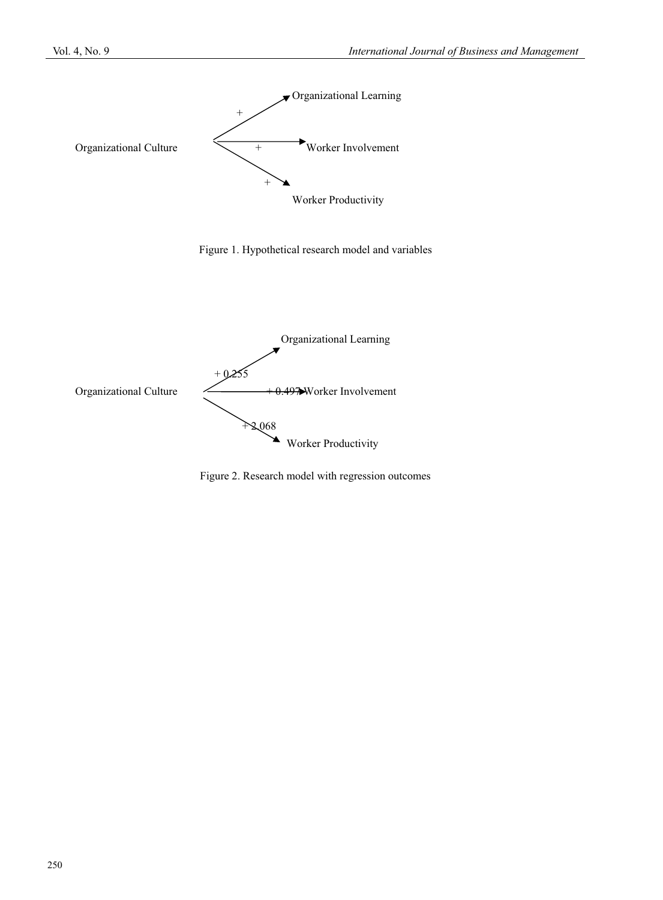Organizational Learning

+

Organizational Culture + Worker Involvement

+

Worker Productivity

Figure 1. Hypothetical research model and variables

Organizational Learning

+ 0.255

Organizational Culture + 0.497 Worker Involvement

+ 2.068

Worker Productivity

Figure 2. Research model with regression outcomes